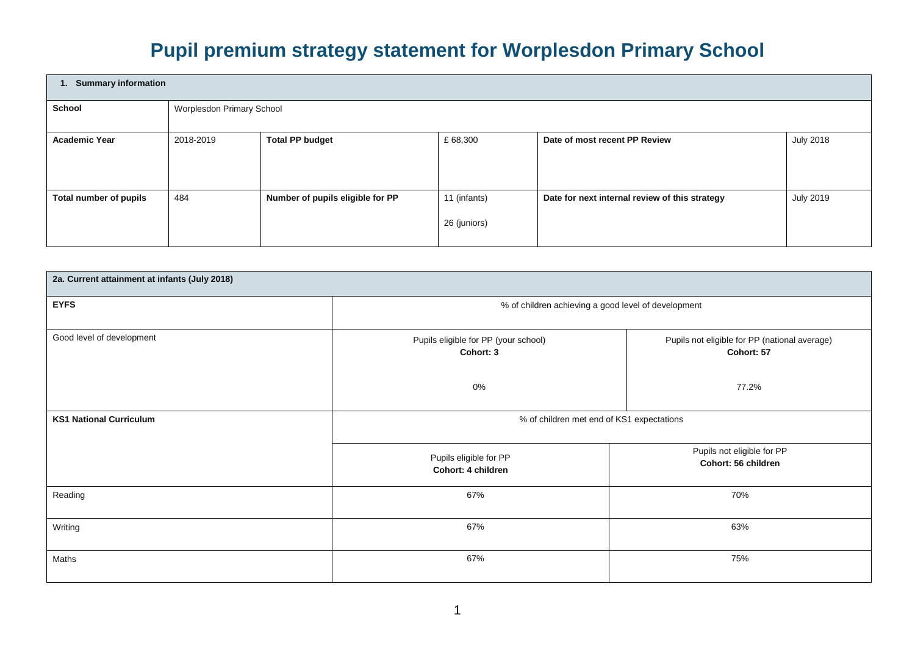# Pupil premium strategy statement for Worplesdon Primary School

| 1. Summary information | | | | | |
|---|---|---|---|---|---|
| **School** | Worplesdon Primary School | | | | |
| **Academic Year** | 2018-2019 | **Total PP budget** | £ 68,300 | **Date of most recent PP Review** | July 2018 |
| **Total number of pupils** | 484 | **Number of pupils eligible for PP** | 11 (infants)<br>26 (juniors) | **Date for next internal review of this strategy** | July 2019 |

| 2a. Current attainment at infants (July 2018) | | |
|---|---|---|
| **EYFS** | % of children achieving a good level of development | |
| Good level of development | Pupils eligible for PP (your school)<br>**Cohort: 3**<br><br>0% | Pupils not eligible for PP (national average)<br>**Cohort: 57**<br><br>77.2% |
| **KS1 National Curriculum** | % of children met end of KS1 expectations | |
| | Pupils eligible for PP<br>**Cohort: 4 children** | Pupils not eligible for PP<br>**Cohort: 56 children** |
| Reading | 67% | 70% |
| Writing | 67% | 63% |
| Maths | 67% | 75% |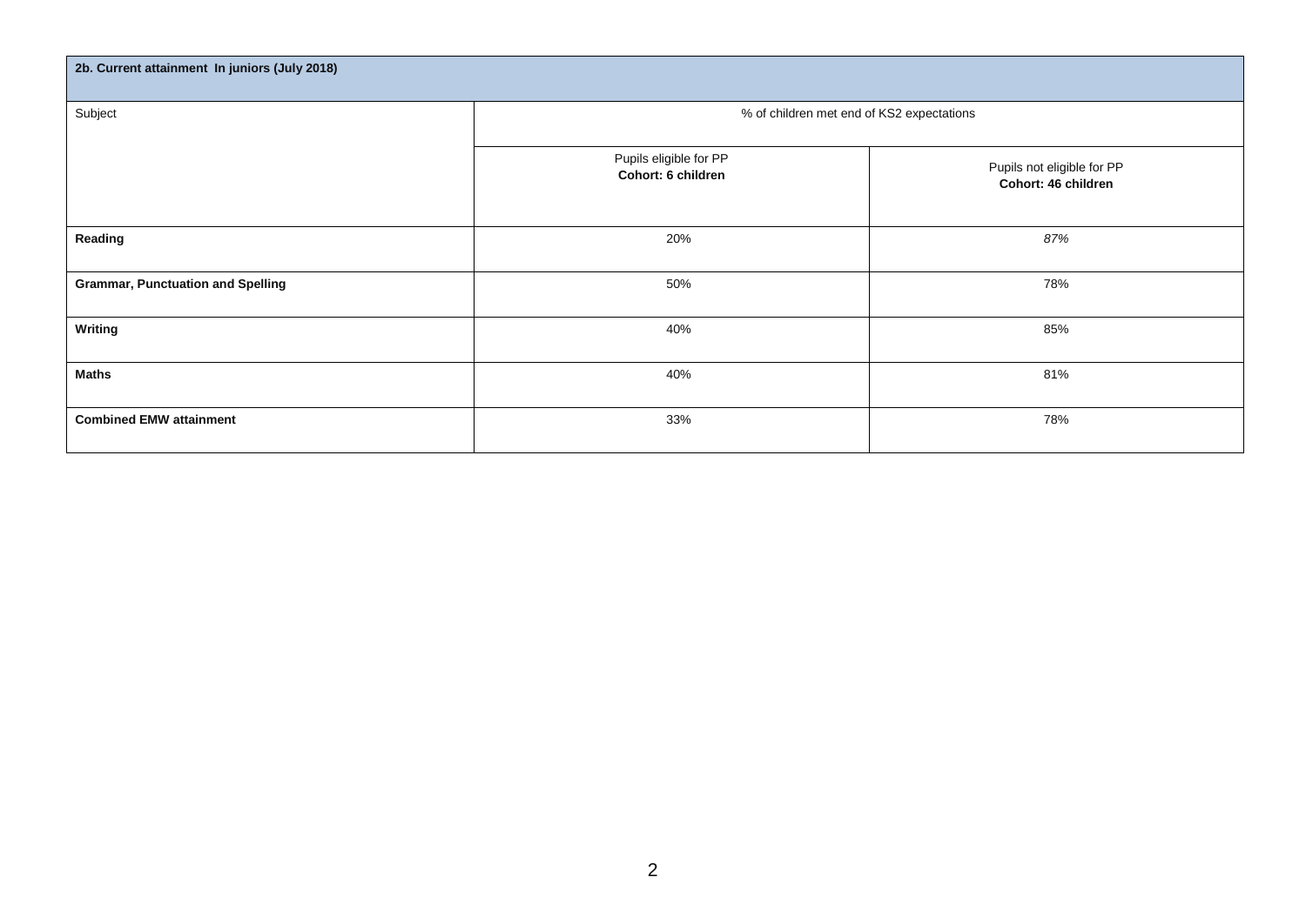| **2b. Current attainment In juniors (July 2018)** | | |
| --- | --- | --- |
| Subject | % of children met end of KS2 expectations | |
| | Pupils eligible for PP **Cohort: 6 children** | Pupils not eligible for PP **Cohort: 46 children** |
| **Reading** | 20% | *87%* |
| **Grammar, Punctuation and Spelling** | 50% | 78% |
| **Writing** | 40% | 85% |
| **Maths** | 40% | 81% |
| **Combined EMW attainment** | 33% | 78% |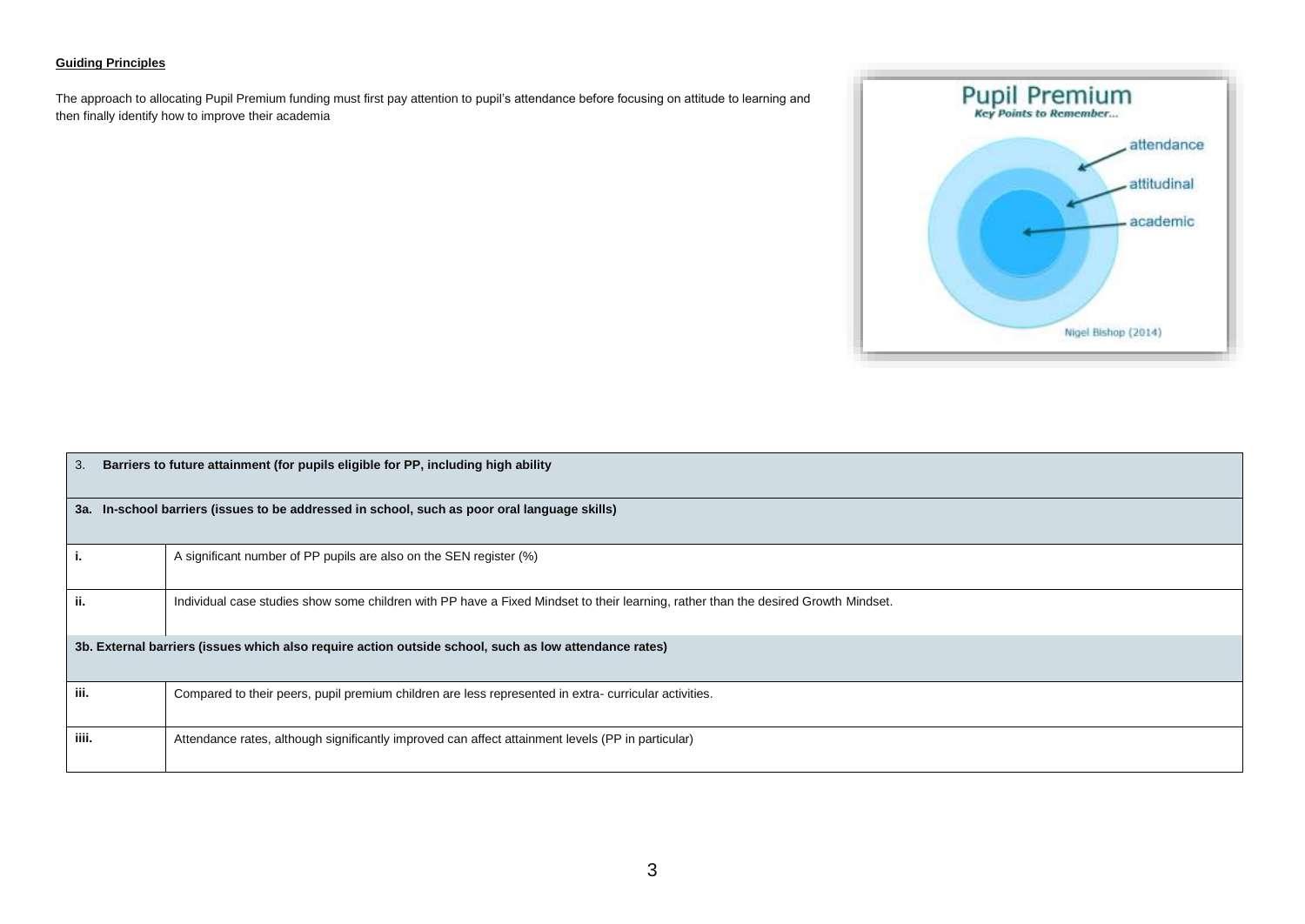**Guiding Principles**

The approach to allocating Pupil Premium funding must first pay attention to pupil's attendance before focusing on attitude to learning and then finally identify how to improve their academia

| 3. | **Barriers to future attainment (for pupils eligible for PP, including high ability** |
|---|---|
| **3a.** | **In-school barriers (issues to be addressed in school, such as poor oral language skills)** |
| **i.** | A significant number of PP pupils are also on the SEN register (%) |
| **ii.** | Individual case studies show some children with PP have a Fixed Mindset to their learning, rather than the desired Growth Mindset. |
| **3b.** | **External barriers (issues which also require action outside school, such as low attendance rates)** |
| **iii.** | Compared to their peers, pupil premium children are less represented in extra- curricular activities. |
| **iiii.** | Attendance rates, although significantly improved can affect attainment levels (PP in particular) |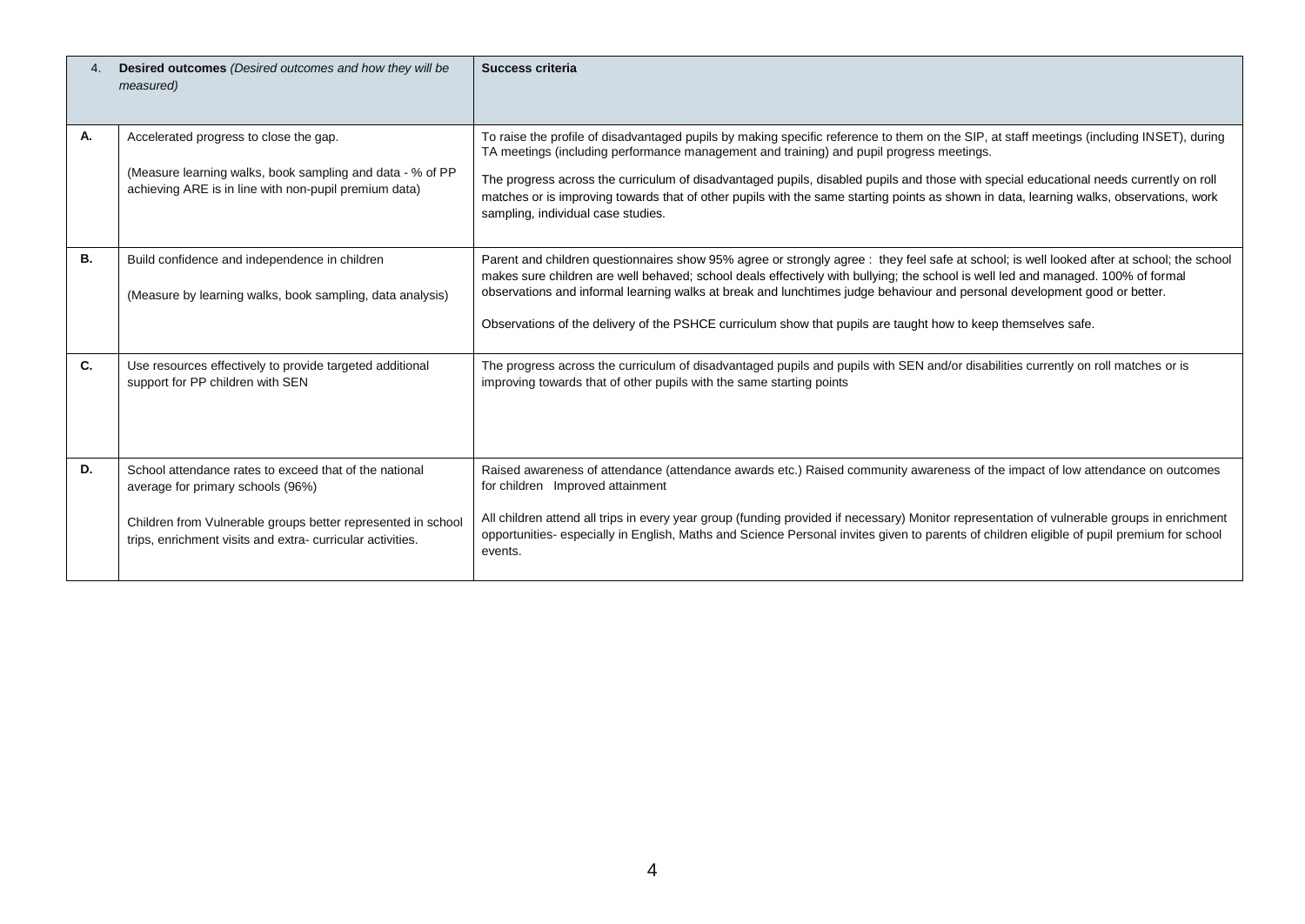| 4. | **Desired outcomes** *(Desired outcomes and how they will be measured)* | **Success criteria** |
|---|---|---|
| **A.** | Accelerated progress to close the gap.<br><br>(Measure learning walks, book sampling and data - % of PP achieving ARE is in line with non-pupil premium data) | To raise the profile of disadvantaged pupils by making specific reference to them on the SIP, at staff meetings (including INSET), during TA meetings (including performance management and training) and pupil progress meetings.<br><br>The progress across the curriculum of disadvantaged pupils, disabled pupils and those with special educational needs currently on roll matches or is improving towards that of other pupils with the same starting points as shown in data, learning walks, observations, work sampling, individual case studies. |
| **B.** | Build confidence and independence in children<br><br>(Measure by learning walks, book sampling, data analysis) | Parent and children questionnaires show 95% agree or strongly agree : they feel safe at school; is well looked after at school; the school makes sure children are well behaved; school deals effectively with bullying; the school is well led and managed. 100% of formal observations and informal learning walks at break and lunchtimes judge behaviour and personal development good or better.<br><br>Observations of the delivery of the PSHCE curriculum show that pupils are taught how to keep themselves safe. |
| **C.** | Use resources effectively to provide targeted additional support for PP children with SEN | The progress across the curriculum of disadvantaged pupils and pupils with SEN and/or disabilities currently on roll matches or is improving towards that of other pupils with the same starting points |
| **D.** | School attendance rates to exceed that of the national average for primary schools (96%)<br><br>Children from Vulnerable groups better represented in school trips, enrichment visits and extra- curricular activities. | Raised awareness of attendance (attendance awards etc.) Raised community awareness of the impact of low attendance on outcomes for children Improved attainment<br><br>All children attend all trips in every year group (funding provided if necessary) Monitor representation of vulnerable groups in enrichment opportunities- especially in English, Maths and Science Personal invites given to parents of children eligible of pupil premium for school events. |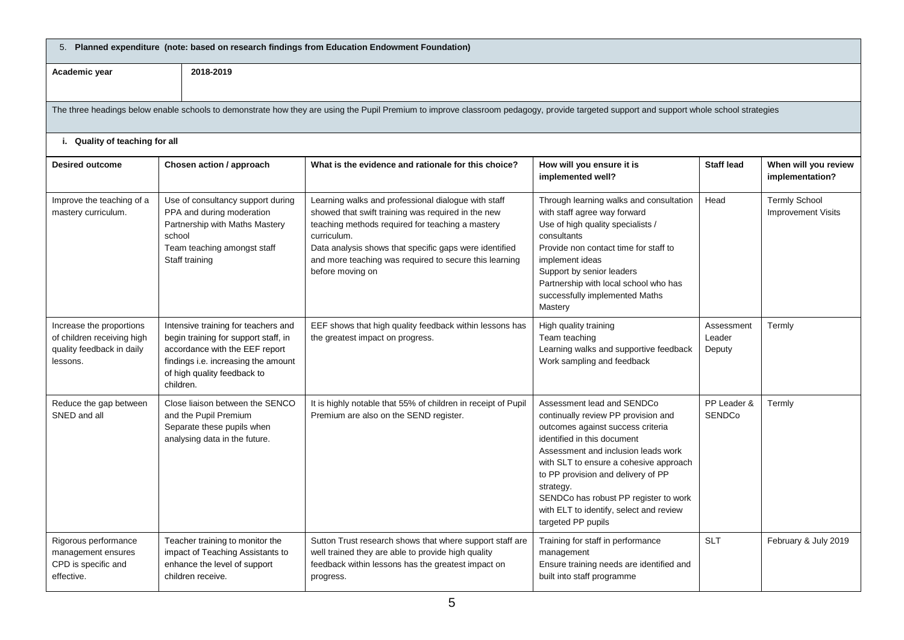5. **Planned expenditure (note: based on research findings from Education Endowment Foundation)**

| **Academic year** | **2018-2019** |
|---|---|

The three headings below enable schools to demonstrate how they are using the Pupil Premium to improve classroom pedagogy, provide targeted support and support whole school strategies

**i. Quality of teaching for all**

| Desired outcome | Chosen action / approach | What is the evidence and rationale for this choice? | How will you ensure it is implemented well? | Staff lead | When will you review implementation? |
|---|---|---|---|---|---|
| Improve the teaching of a mastery curriculum. | Use of consultancy support during PPA and during moderation<br>Partnership with Maths Mastery school<br>Team teaching amongst staff<br>Staff training | Learning walks and professional dialogue with staff showed that swift training was required in the new teaching methods required for teaching a mastery curriculum.<br>Data analysis shows that specific gaps were identified and more teaching was required to secure this learning before moving on | Through learning walks and consultation with staff agree way forward<br>Use of high quality specialists / consultants<br>Provide non contact time for staff to implement ideas<br>Support by senior leaders<br>Partnership with local school who has successfully implemented Maths Mastery | Head | Termly School Improvement Visits |
| Increase the proportions of children receiving high quality feedback in daily lessons. | Intensive training for teachers and begin training for support staff, in accordance with the EEF report findings i.e. increasing the amount of high quality feedback to children. | EEF shows that high quality feedback within lessons has the greatest impact on progress. | High quality training<br>Team teaching<br>Learning walks and supportive feedback<br>Work sampling and feedback | Assessment Leader<br>Deputy | Termly |
| Reduce the gap between SNED and all | Close liaison between the SENCO and the Pupil Premium<br>Separate these pupils when analysing data in the future. | It is highly notable that 55% of children in receipt of Pupil Premium are also on the SEND register. | Assessment lead and SENDCo continually review PP provision and outcomes against success criteria identified in this document<br>Assessment and inclusion leads work with SLT to ensure a cohesive approach to PP provision and delivery of PP strategy.<br>SENDCo has robust PP register to work with ELT to identify, select and review targeted PP pupils | PP Leader & SENDCo | Termly |
| Rigorous performance management ensures CPD is specific and effective. | Teacher training to monitor the impact of Teaching Assistants to enhance the level of support children receive. | Sutton Trust research shows that where support staff are well trained they are able to provide high quality feedback within lessons has the greatest impact on progress. | Training for staff in performance management<br>Ensure training needs are identified and built into staff programme | SLT | February & July 2019 |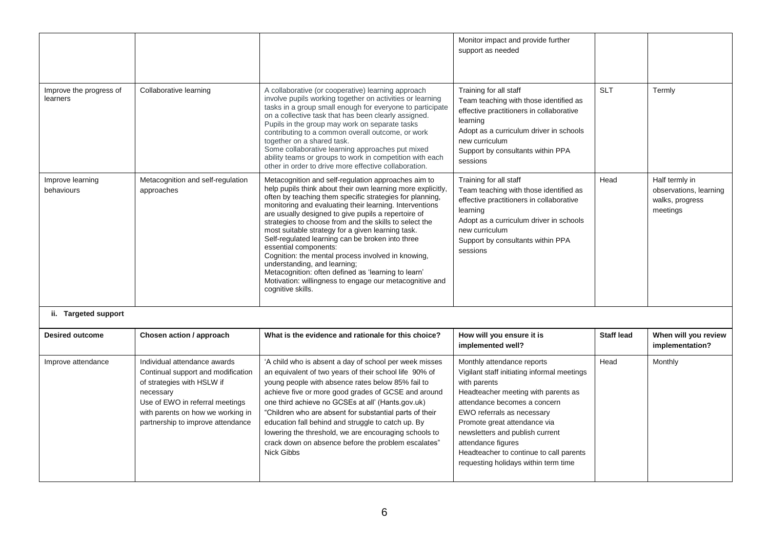| | | | Monitor impact and provide further support as needed | | |
|---|---|---|---|---|---|
| Improve the progress of learners | Collaborative learning | A collaborative (or cooperative) learning approach involve pupils working together on activities or learning tasks in a group small enough for everyone to participate on a collective task that has been clearly assigned. Pupils in the group may work on separate tasks contributing to a common overall outcome, or work together on a shared task.<br>Some collaborative learning approaches put mixed ability teams or groups to work in competition with each other in order to drive more effective collaboration. | Training for all staff<br>Team teaching with those identified as effective practitioners in collaborative learning<br>Adopt as a curriculum driver in schools new curriculum<br>Support by consultants within PPA sessions | SLT | Termly |
| Improve learning behaviours | Metacognition and self-regulation approaches | Metacognition and self-regulation approaches aim to help pupils think about their own learning more explicitly, often by teaching them specific strategies for planning, monitoring and evaluating their learning. Interventions are usually designed to give pupils a repertoire of strategies to choose from and the skills to select the most suitable strategy for a given learning task.<br>Self-regulated learning can be broken into three essential components:<br>Cognition: the mental process involved in knowing, understanding, and learning;<br>Metacognition: often defined as 'learning to learn'<br>Motivation: willingness to engage our metacognitive and cognitive skills. | Training for all staff<br>Team teaching with those identified as effective practitioners in collaborative learning<br>Adopt as a curriculum driver in schools new curriculum<br>Support by consultants within PPA sessions | Head | Half termly in observations, learning walks, progress meetings |

**ii. Targeted support**

| Desired outcome | Chosen action / approach | What is the evidence and rationale for this choice? | How will you ensure it is implemented well? | Staff lead | When will you review implementation? |
|---|---|---|---|---|---|
| Improve attendance | Individual attendance awards<br>Continual support and modification of strategies with HSLW if necessary<br>Use of EWO in referral meetings with parents on how we working in partnership to improve attendance | 'A child who is absent a day of school per week misses an equivalent of two years of their school life 90% of young people with absence rates below 85% fail to achieve five or more good grades of GCSE and around one third achieve no GCSEs at all' (Hants.gov.uk)<br>"Children who are absent for substantial parts of their education fall behind and struggle to catch up. By lowering the threshold, we are encouraging schools to crack down on absence before the problem escalates" Nick Gibbs | Monthly attendance reports<br>Vigilant staff initiating informal meetings with parents<br>Headteacher meeting with parents as attendance becomes a concern<br>EWO referrals as necessary<br>Promote great attendance via newsletters and publish current attendance figures<br>Headteacher to continue to call parents requesting holidays within term time | Head | Monthly |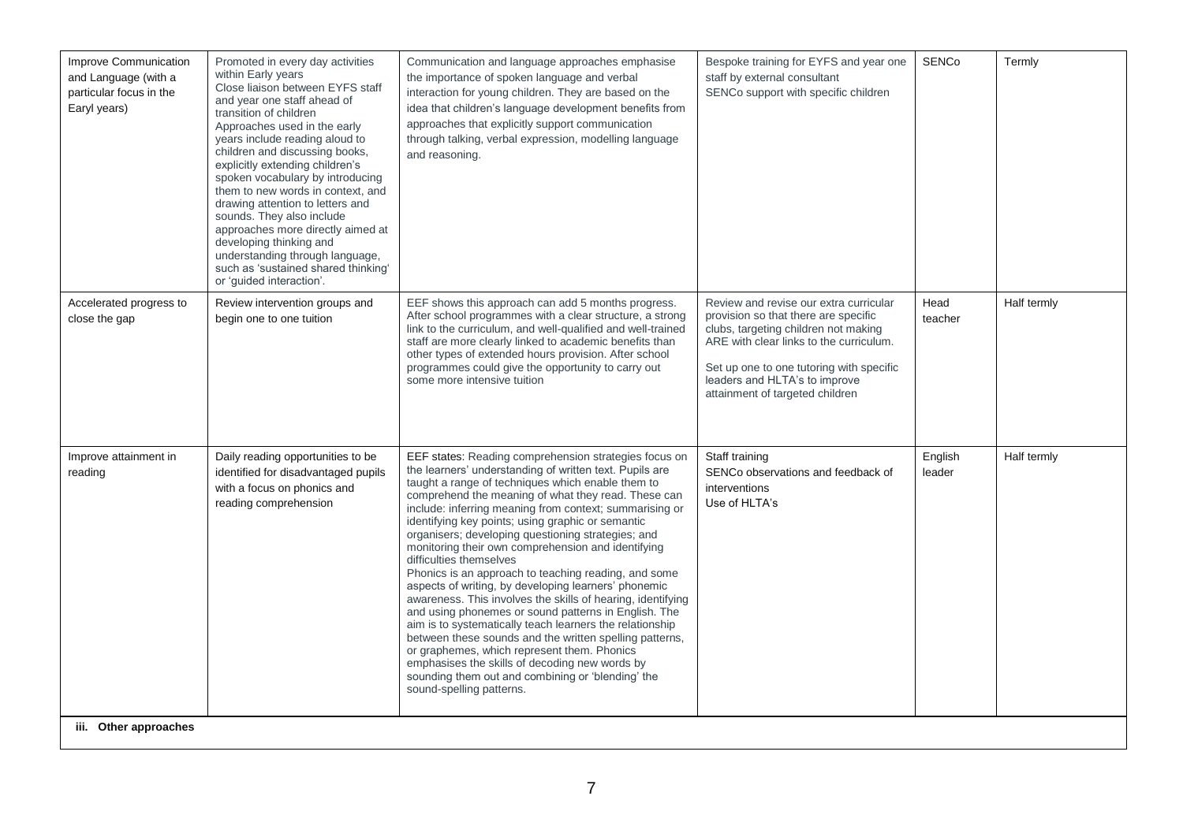| Improve Communication and Language (with a particular focus in the Earyl years) | Promoted in every day activities within Early years<br>Close liaison between EYFS staff and year one staff ahead of transition of children<br>Approaches used in the early years include reading aloud to children and discussing books, explicitly extending children's spoken vocabulary by introducing them to new words in context, and drawing attention to letters and sounds. They also include approaches more directly aimed at developing thinking and understanding through language, such as 'sustained shared thinking' or 'guided interaction'. | Communication and language approaches emphasise the importance of spoken language and verbal interaction for young children. They are based on the idea that children's language development benefits from approaches that explicitly support communication through talking, verbal expression, modelling language and reasoning. | Bespoke training for EYFS and year one staff by external consultant<br>SENCo support with specific children | SENCo | Termly |
|---|---|---|---|---|---|
| Accelerated progress to close the gap | Review intervention groups and begin one to one tuition | EEF shows this approach can add 5 months progress. After school programmes with a clear structure, a strong link to the curriculum, and well-qualified and well-trained staff are more clearly linked to academic benefits than other types of extended hours provision. After school programmes could give the opportunity to carry out some more intensive tuition | Review and revise our extra curricular provision so that there are specific clubs, targeting children not making ARE with clear links to the curriculum.<br><br>Set up one to one tutoring with specific leaders and HLTA's to improve attainment of targeted children | Head teacher | Half termly |
| Improve attainment in reading | Daily reading opportunities to be identified for disadvantaged pupils with a focus on phonics and reading comprehension | EEF states: Reading comprehension strategies focus on the learners' understanding of written text. Pupils are taught a range of techniques which enable them to comprehend the meaning of what they read. These can include: inferring meaning from context; summarising or identifying key points; using graphic or semantic organisers; developing questioning strategies; and monitoring their own comprehension and identifying difficulties themselves<br>Phonics is an approach to teaching reading, and some aspects of writing, by developing learners' phonemic awareness. This involves the skills of hearing, identifying and using phonemes or sound patterns in English. The aim is to systematically teach learners the relationship between these sounds and the written spelling patterns, or graphemes, which represent them. Phonics emphasises the skills of decoding new words by sounding them out and combining or 'blending' the sound-spelling patterns. | Staff training<br>SENCo observations and feedback of interventions<br>Use of HLTA's | English leader | Half termly |

**iii. Other approaches**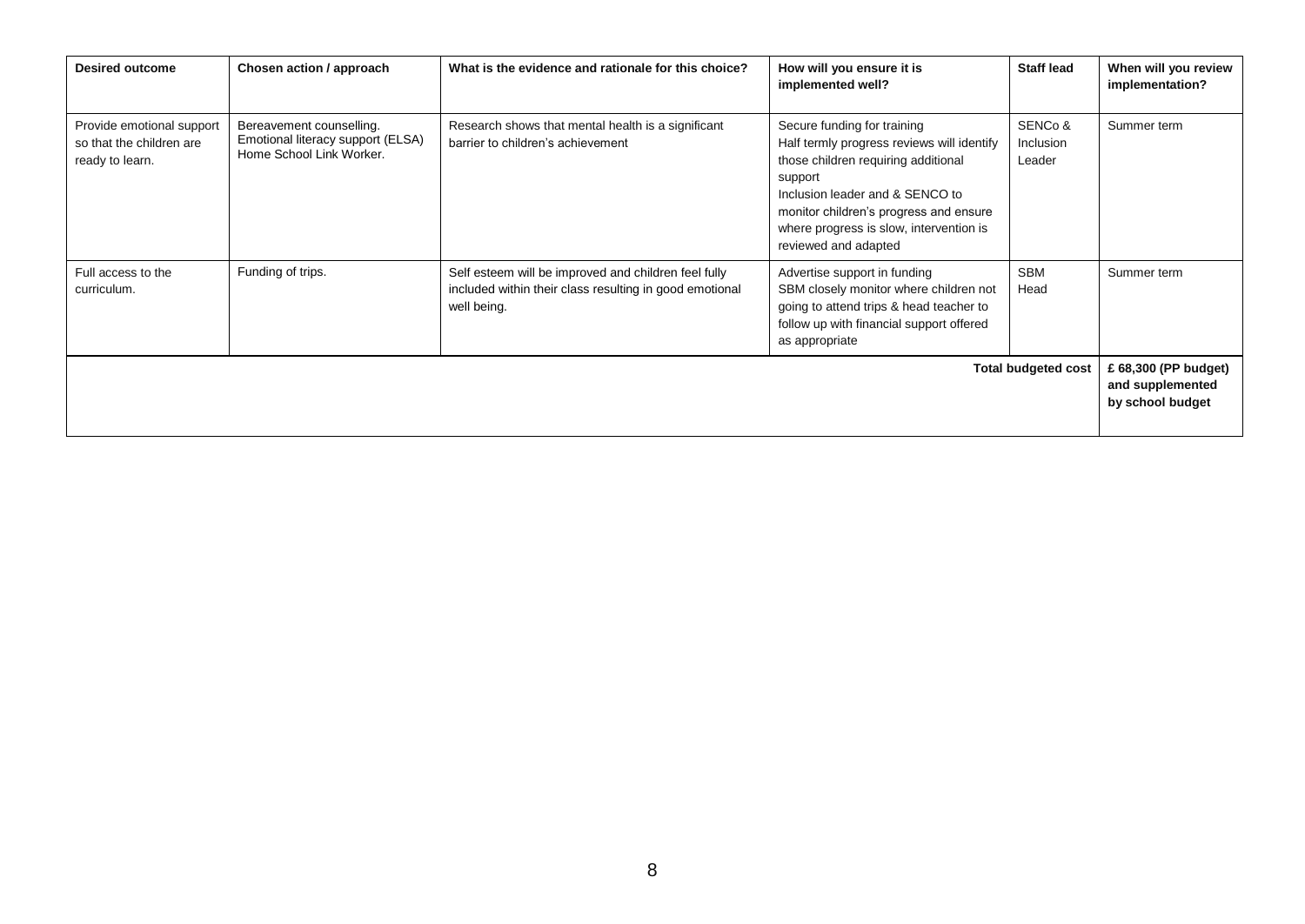| Desired outcome | Chosen action / approach | What is the evidence and rationale for this choice? | How will you ensure it is implemented well? | Staff lead | When will you review implementation? |
|---|---|---|---|---|---|
| Provide emotional support so that the children are ready to learn. | Bereavement counselling.<br>Emotional literacy support (ELSA)<br>Home School Link Worker. | Research shows that mental health is a significant barrier to children's achievement | Secure funding for training<br>Half termly progress reviews will identify those children requiring additional support<br>Inclusion leader and & SENCO to monitor children's progress and ensure where progress is slow, intervention is reviewed and adapted | SENCo & Inclusion Leader | Summer term |
| Full access to the curriculum. | Funding of trips. | Self esteem will be improved and children feel fully included within their class resulting in good emotional well being. | Advertise support in funding<br>SBM closely monitor where children not going to attend trips & head teacher to follow up with financial support offered as appropriate | SBM<br>Head | Summer term |
| | | | | **Total budgeted cost** | **£ 68,300 (PP budget) and supplemented by school budget** |